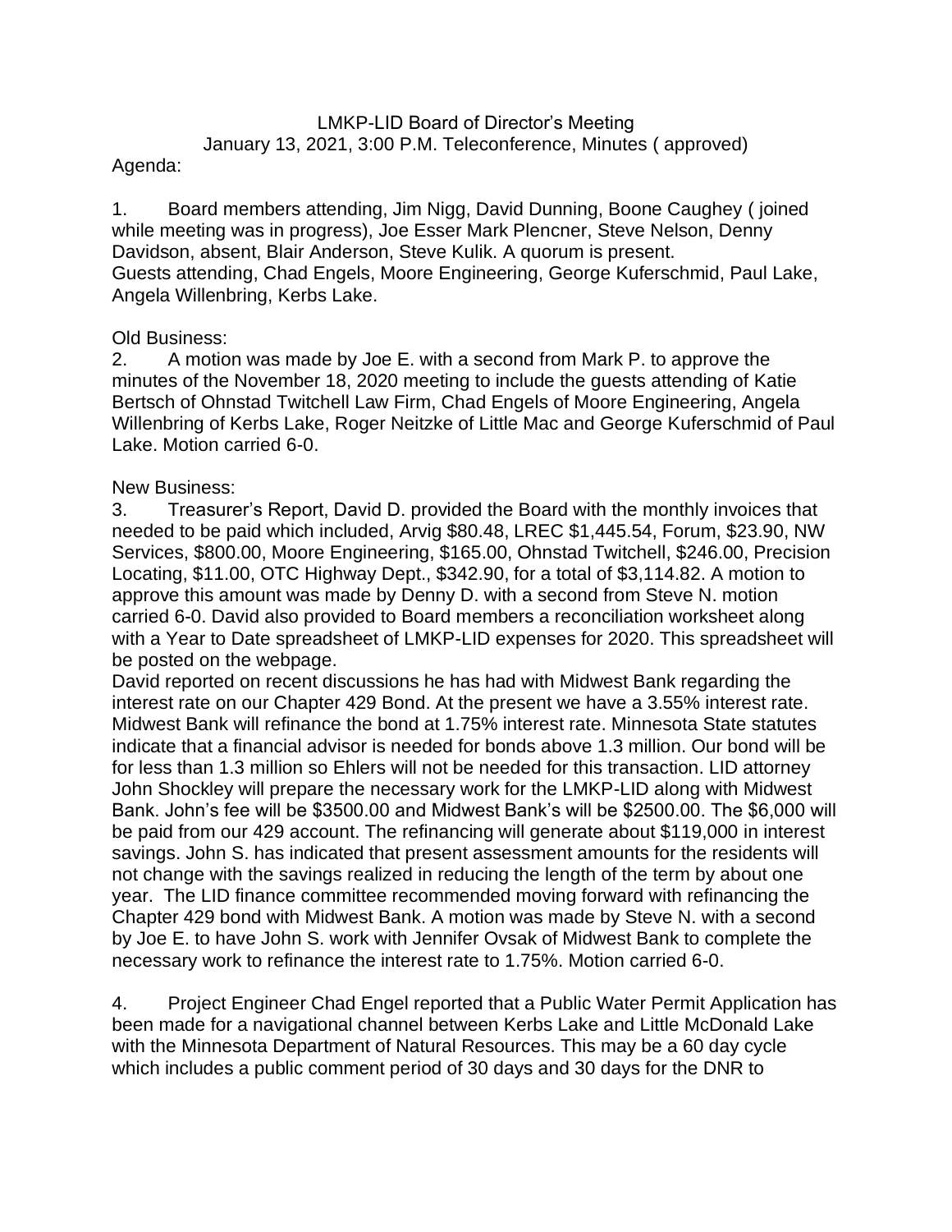LMKP-LID Board of Director's Meeting

January 13, 2021, 3:00 P.M. Teleconference, Minutes ( approved)

Agenda:

1. Board members attending, Jim Nigg, David Dunning, Boone Caughey ( joined while meeting was in progress), Joe Esser Mark Plencner, Steve Nelson, Denny Davidson, absent, Blair Anderson, Steve Kulik. A quorum is present. Guests attending, Chad Engels, Moore Engineering, George Kuferschmid, Paul Lake, Angela Willenbring, Kerbs Lake.

Old Business:

2. A motion was made by Joe E. with a second from Mark P. to approve the minutes of the November 18, 2020 meeting to include the guests attending of Katie Bertsch of Ohnstad Twitchell Law Firm, Chad Engels of Moore Engineering, Angela Willenbring of Kerbs Lake, Roger Neitzke of Little Mac and George Kuferschmid of Paul Lake. Motion carried 6-0.

New Business:

3. Treasurer's Report, David D. provided the Board with the monthly invoices that needed to be paid which included, Arvig $80.48, LREC $1,445.54, Forum, $23.90, NW Services, $800.00, Moore Engineering, $165.00, Ohnstad Twitchell, $246.00, Precision Locating, $11.00, OTC Highway Dept., $342.90, for a total of $3,114.82. A motion to approve this amount was made by Denny D. with a second from Steve N. motion carried 6-0. David also provided to Board members a reconciliation worksheet along with a Year to Date spreadsheet of LMKP-LID expenses for 2020. This spreadsheet will be posted on the webpage.

David reported on recent discussions he has had with Midwest Bank regarding the interest rate on our Chapter 429 Bond. At the present we have a 3.55% interest rate. Midwest Bank will refinance the bond at 1.75% interest rate. Minnesota State statutes indicate that a financial advisor is needed for bonds above 1.3 million. Our bond will be for less than 1.3 million so Ehlers will not be needed for this transaction. LID attorney John Shockley will prepare the necessary work for the LMKP-LID along with Midwest Bank. John's fee will be $3500.00 and Midwest Bank's will be $2500.00. The $6,000 will be paid from our 429 account. The refinancing will generate about $119,000 in interest savings. John S. has indicated that present assessment amounts for the residents will not change with the savings realized in reducing the length of the term by about one year. The LID finance committee recommended moving forward with refinancing the Chapter 429 bond with Midwest Bank. A motion was made by Steve N. with a second by Joe E. to have John S. work with Jennifer Ovsak of Midwest Bank to complete the necessary work to refinance the interest rate to 1.75%. Motion carried 6-0.

4. Project Engineer Chad Engel reported that a Public Water Permit Application has been made for a navigational channel between Kerbs Lake and Little McDonald Lake with the Minnesota Department of Natural Resources. This may be a 60 day cycle which includes a public comment period of 30 days and 30 days for the DNR to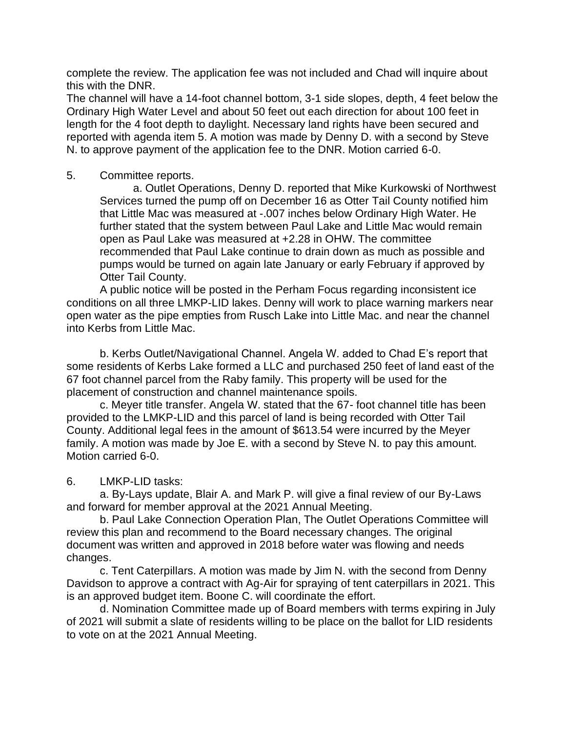complete the review. The application fee was not included and Chad will inquire about this with the DNR.

The channel will have a 14-foot channel bottom, 3-1 side slopes, depth, 4 feet below the Ordinary High Water Level and about 50 feet out each direction for about 100 feet in length for the 4 foot depth to daylight. Necessary land rights have been secured and reported with agenda item 5. A motion was made by Denny D. with a second by Steve N. to approve payment of the application fee to the DNR. Motion carried 6-0.

5. Committee reports.

a. Outlet Operations, Denny D. reported that Mike Kurkowski of Northwest Services turned the pump off on December 16 as Otter Tail County notified him that Little Mac was measured at -.007 inches below Ordinary High Water. He further stated that the system between Paul Lake and Little Mac would remain open as Paul Lake was measured at +2.28 in OHW. The committee recommended that Paul Lake continue to drain down as much as possible and pumps would be turned on again late January or early February if approved by Otter Tail County.

A public notice will be posted in the Perham Focus regarding inconsistent ice conditions on all three LMKP-LID lakes. Denny will work to place warning markers near open water as the pipe empties from Rusch Lake into Little Mac. and near the channel into Kerbs from Little Mac.

b. Kerbs Outlet/Navigational Channel. Angela W. added to Chad E's report that some residents of Kerbs Lake formed a LLC and purchased 250 feet of land east of the 67 foot channel parcel from the Raby family. This property will be used for the placement of construction and channel maintenance spoils.

c. Meyer title transfer. Angela W. stated that the 67- foot channel title has been provided to the LMKP-LID and this parcel of land is being recorded with Otter Tail County. Additional legal fees in the amount of $613.54 were incurred by the Meyer family. A motion was made by Joe E. with a second by Steve N. to pay this amount. Motion carried 6-0.

6. LMKP-LID tasks:

a. By-Lays update, Blair A. and Mark P. will give a final review of our By-Laws and forward for member approval at the 2021 Annual Meeting.

b. Paul Lake Connection Operation Plan, The Outlet Operations Committee will review this plan and recommend to the Board necessary changes. The original document was written and approved in 2018 before water was flowing and needs changes.

c. Tent Caterpillars. A motion was made by Jim N. with the second from Denny Davidson to approve a contract with Ag-Air for spraying of tent caterpillars in 2021. This is an approved budget item. Boone C. will coordinate the effort.

d. Nomination Committee made up of Board members with terms expiring in July of 2021 will submit a slate of residents willing to be place on the ballot for LID residents to vote on at the 2021 Annual Meeting.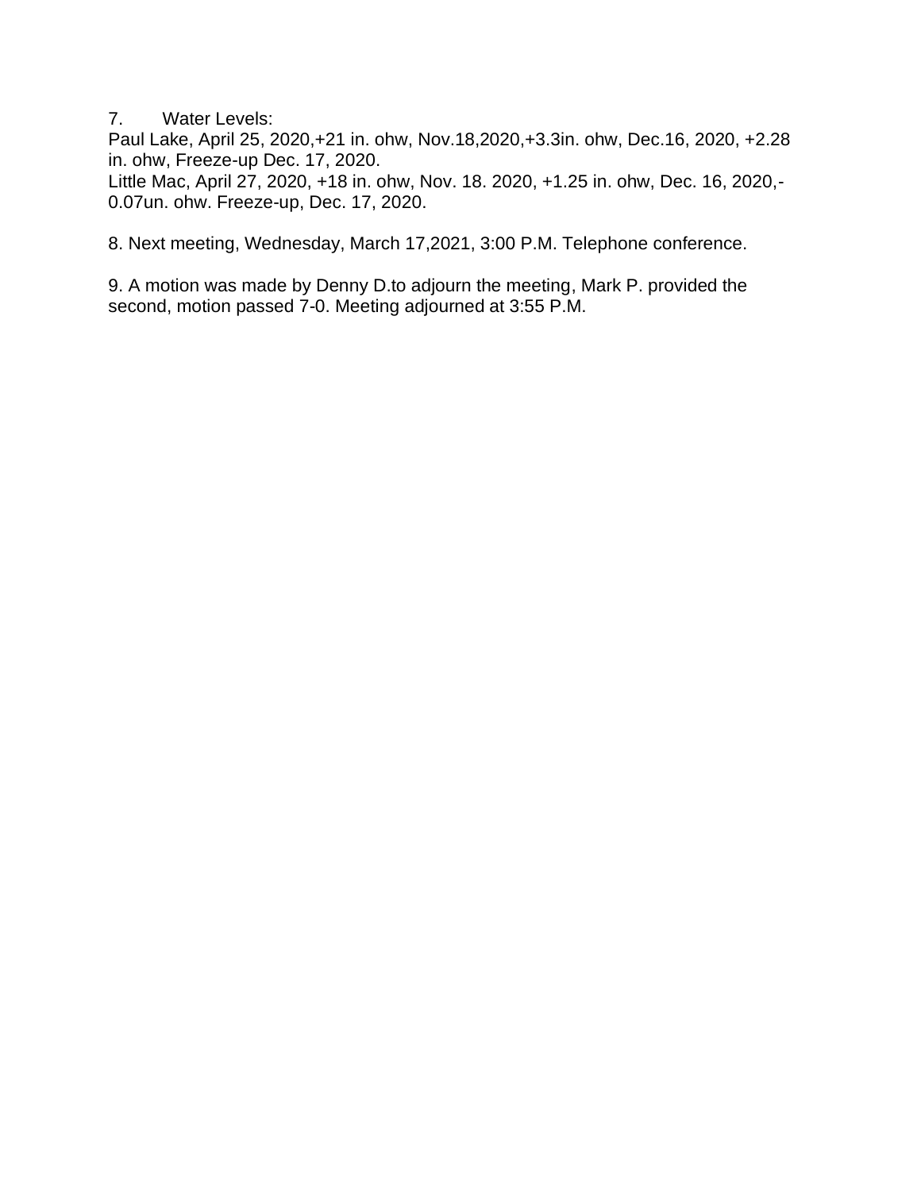7. Water Levels:

Paul Lake, April 25, 2020,+21 in. ohw, Nov.18,2020,+3.3in. ohw, Dec.16, 2020, +2.28 in. ohw, Freeze-up Dec. 17, 2020.

Little Mac, April 27, 2020, +18 in. ohw, Nov. 18. 2020, +1.25 in. ohw, Dec. 16, 2020,-0.07un. ohw. Freeze-up, Dec. 17, 2020.

8. Next meeting, Wednesday, March 17,2021, 3:00 P.M. Telephone conference.

9. A motion was made by Denny D.to adjourn the meeting, Mark P. provided the second, motion passed 7-0. Meeting adjourned at 3:55 P.M.